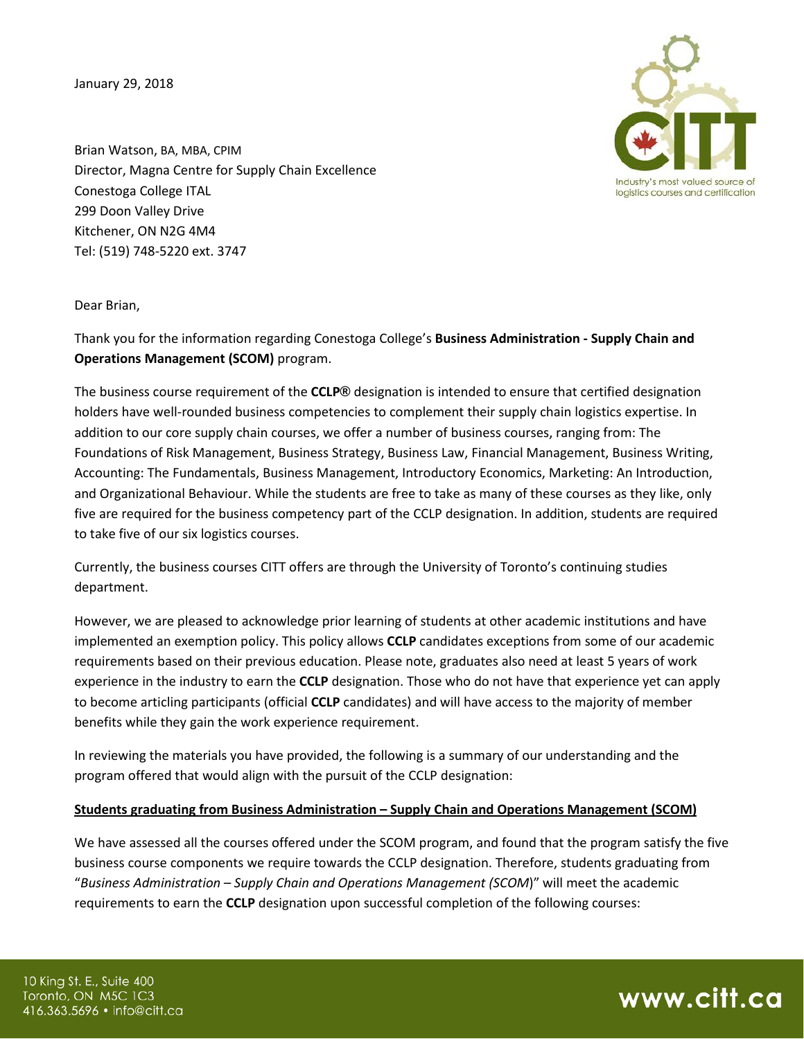January 29, 2018

Brian Watson, BA, MBA, CPIM  
Director, Magna Centre for Supply Chain Excellence  
Conestoga College ITAL  
299 Doon Valley Drive  
Kitchener, ON N2G 4M4  
Tel: (519) 748-5220 ext. 3747

Industry's most valued source of logistics courses and certification

Dear Brian,

Thank you for the information regarding Conestoga College's **Business Administration - Supply Chain and Operations Management (SCOM)** program.

The business course requirement of the **CCLP®** designation is intended to ensure that certified designation holders have well-rounded business competencies to complement their supply chain logistics expertise. In addition to our core supply chain courses, we offer a number of business courses, ranging from: The Foundations of Risk Management, Business Strategy, Business Law, Financial Management, Business Writing, Accounting: The Fundamentals, Business Management, Introductory Economics, Marketing: An Introduction, and Organizational Behaviour. While the students are free to take as many of these courses as they like, only five are required for the business competency part of the CCLP designation. In addition, students are required to take five of our six logistics courses.

Currently, the business courses CITT offers are through the University of Toronto's continuing studies department.

However, we are pleased to acknowledge prior learning of students at other academic institutions and have implemented an exemption policy. This policy allows **CCLP** candidates exceptions from some of our academic requirements based on their previous education. Please note, graduates also need at least 5 years of work experience in the industry to earn the **CCLP** designation. Those who do not have that experience yet can apply to become articling participants (official **CCLP** candidates) and will have access to the majority of member benefits while they gain the work experience requirement.

In reviewing the materials you have provided, the following is a summary of our understanding and the program offered that would align with the pursuit of the CCLP designation:

**<u>Students graduating from Business Administration – Supply Chain and Operations Management (SCOM)</u>**

We have assessed all the courses offered under the SCOM program, and found that the program satisfy the five business course components we require towards the CCLP designation. Therefore, students graduating from "*Business Administration – Supply Chain and Operations Management (SCOM*)" will meet the academic requirements to earn the **CCLP** designation upon successful completion of the following courses: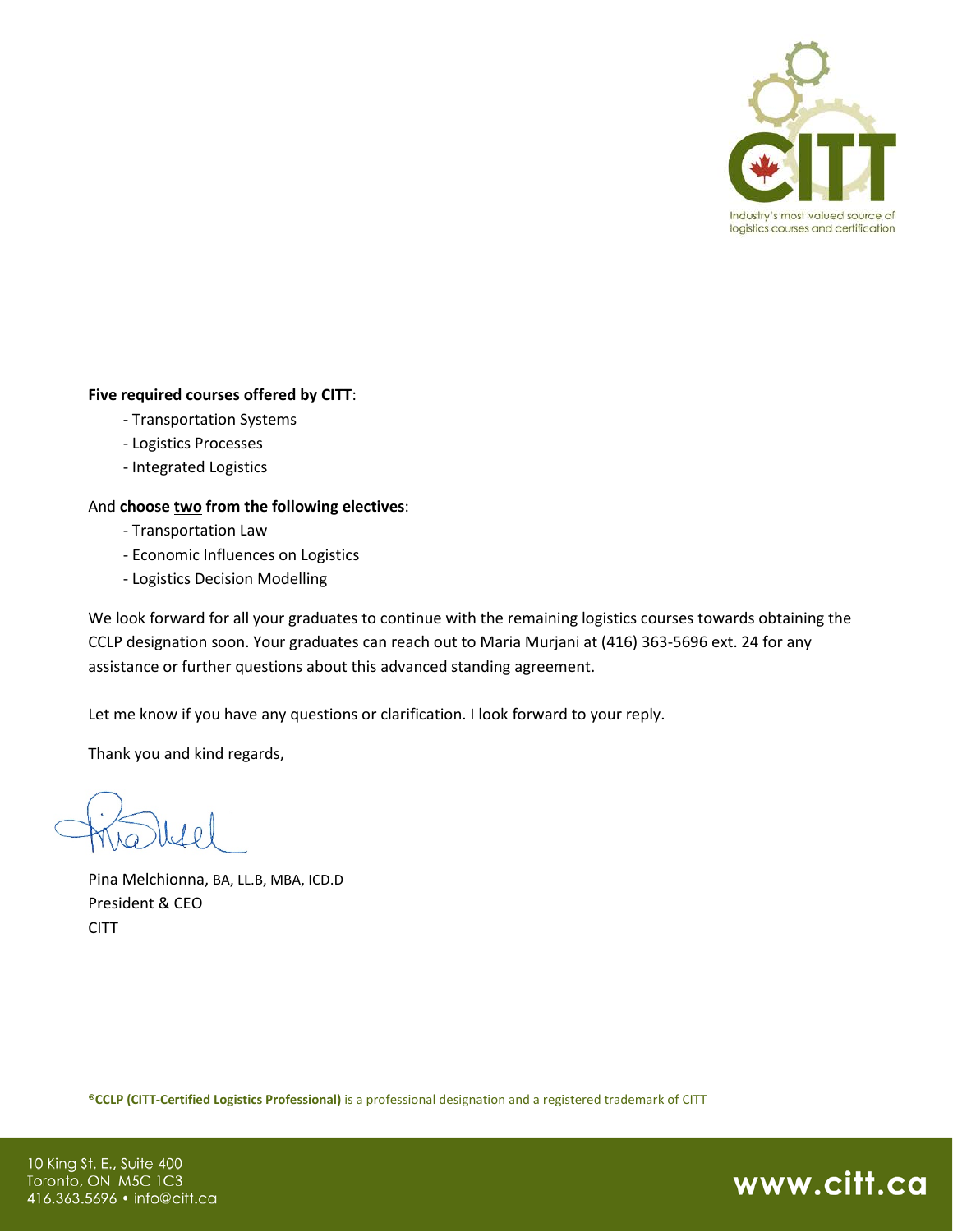**Five required courses offered by CITT**:

- Transportation Systems
- Logistics Processes
- Integrated Logistics

And **choose two from the following electives**:

- Transportation Law
- Economic Influences on Logistics
- Logistics Decision Modelling

We look forward for all your graduates to continue with the remaining logistics courses towards obtaining the CCLP designation soon. Your graduates can reach out to Maria Murjani at (416) 363-5696 ext. 24 for any assistance or further questions about this advanced standing agreement.

Let me know if you have any questions or clarification. I look forward to your reply.

Thank you and kind regards,

Pina Melchionna, BA, LL.B, MBA, ICD.D
President & CEO
CITT

®**CCLP (CITT-Certified Logistics Professional)** is a professional designation and a registered trademark of CITT

10 King St. E., Suite 400
Toronto, ON M5C 1C3
416.363.5696 • info@citt.ca

www.citt.ca